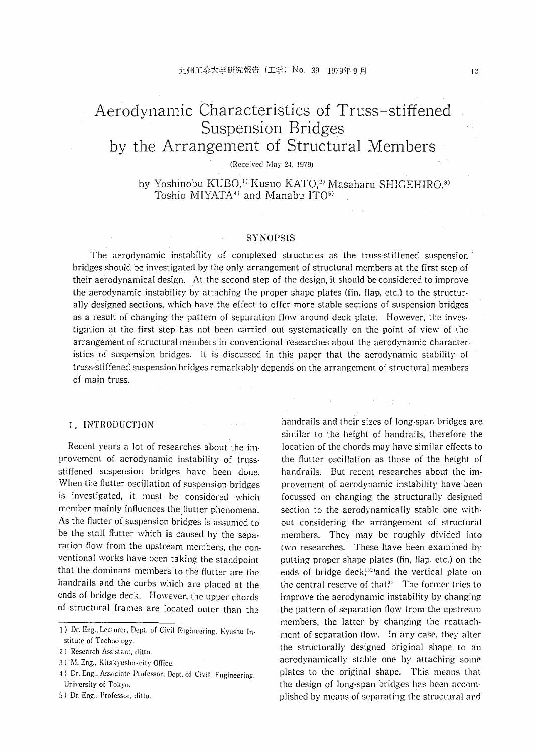# Aerodynamic Characteristics of Truss-stiffened Suspension Bridges by the Arrangement of Structural Members

(Received May 24, 1979)

by Yoshinobu KUBO,[1] Kusuo KATO,[2] Masaharu SHIGEHIRO,[3] Toshio MIYATA[4] and Manabu ITO[5]

## SYNOPSIS

The aerodynamic instability of complexed structures as the truss-stiffened suspension bridges should be investigated by the only arrangement of structural members at the first step of their aerodynamical design. At the second step of the design, it should be considered to improve the aerodynamic instability by attaching the proper shape plates (fin, flap, etc.) to the structurally designed sections, which have the effect to offer more stable sections of suspension bridges as a result of changing the pattern of separation flow around deck plate. However, the investigation at the first step has not been carried out systematically on the point of view of the arrangement of structural members in conventional researches about the aerodynamic characteristics of suspension bridges. It is discussed in this paper that the aerodynamic stability of truss-stiffened suspension bridges remarkably depends on the arrangement of structural members of main truss.

## 1. INTRODUCTION

Recent years a lot of researches about the improvement of aerodynamic instability of truss-stiffened suspension bridges have been done. When the flutter oscillation of suspension bridges is investigated, it must be considered which member mainly influences the flutter phenomena. As the flutter of suspension bridges is assumed to be the stall flutter which is caused by the separation flow from the upstream members, the conventional works have been taking the standpoint that the dominant members to the flutter are the handrails and the curbs which are placed at the ends of bridge deck. However, the upper chords of structural frames are located outer than the handrails and their sizes of long-span bridges are similar to the height of handrails, therefore the location of the chords may have similar effects to the flutter oscillation as those of the height of handrails. But recent researches about the improvement of aerodynamic instability have been focussed on changing the structurally designed section to the aerodynamically stable one without considering the arrangement of structural members. They may be roughly divided into two researches. These have been examined by putting proper shape plates (fin, flap, etc.) on the ends of bridge deck,[1)2)] and the vertical plate on the central reserve of that.[3)] The former tries to improve the aerodynamic instability by changing the pattern of separation flow from the upstream members, the latter by changing the reattachment of separation flow. In any case, they alter the structurally designed original shape to an aerodynamically stable one by attaching some plates to the original shape. This means that the design of long-span bridges has been accomplished by means of separating the structural and

---

1) Dr. Eng., Lecturer, Dept. of Civil Engineering, Kyushu Institute of Technology.

2) Research Assistant, ditto.

3) M. Eng., Kitakyushu-city Office.

4) Dr. Eng., Associate Professor, Dept. of Civil Engineering, University of Tokyo.

5) Dr. Eng., Professor, ditto.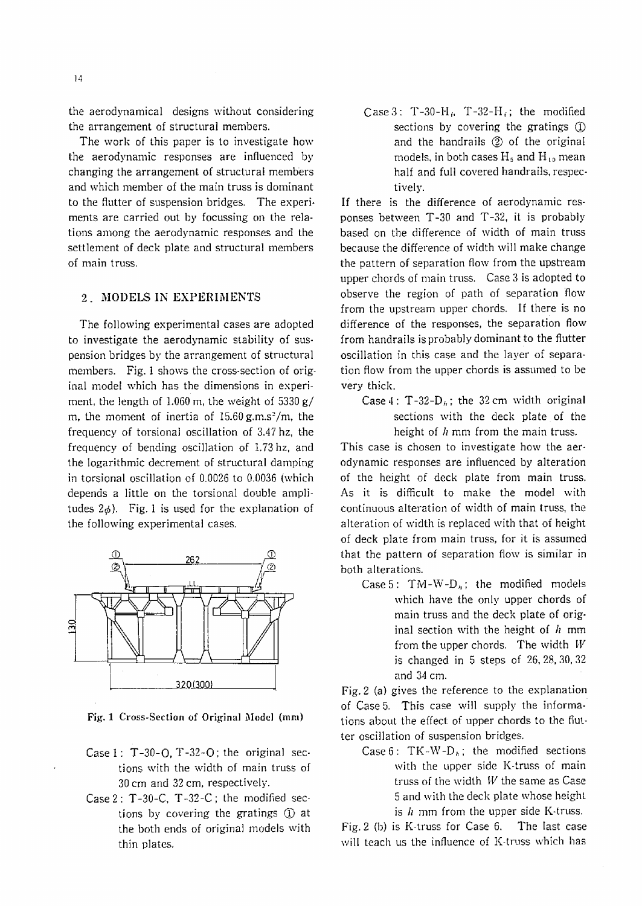the aerodynamical designs without considering the arrangement of structural members.

The work of this paper is to investigate how the aerodynamic responses are influenced by changing the arrangement of structural members and which member of the main truss is dominant to the flutter of suspension bridges. The experiments are carried out by focussing on the relations among the aerodynamic responses and the settlement of deck plate and structural members of main truss.

## 2. MODELS IN EXPERIMENTS

The following experimental cases are adopted to investigate the aerodynamic stability of suspension bridges by the arrangement of structural members. Fig. 1 shows the cross-section of original model which has the dimensions in experiment, the length of 1.060 m, the weight of 5330 g/m, the moment of inertia of 15.60 g.m.s$^2$/m, the frequency of torsional oscillation of 3.47 hz, the frequency of bending oscillation of 1.73 hz, and the logarithmic decrement of structural damping in torsional oscillation of 0.0026 to 0.0036 (which depends a little on the torsional double amplitudes $2\phi$). Fig. 1 is used for the explanation of the following experimental cases.

Fig. 1 Cross-Section of Original Model (mm)

- Case 1 : T-30-O, T-32-O ; the original sections with the width of main truss of 30 cm and 32 cm, respectively.
- Case 2 : T-30-C, T-32-C ; the modified sections by covering the gratings ① at the both ends of original models with thin plates.
- Case 3 : T-30-$H_i$, T-32-$H_i$ ; the modified sections by covering the gratings ① and the handrails ② of the original models, in both cases $H_5$ and $H_{10}$ mean half and full covered handrails, respectively.

If there is the difference of aerodynamic responses between T-30 and T-32, it is probably based on the difference of width of main truss because the difference of width will make change the pattern of separation flow from the upstream upper chords of main truss. Case 3 is adopted to observe the region of path of separation flow from the upstream upper chords. If there is no difference of the responses, the separation flow from handrails is probably dominant to the flutter oscillation in this case and the layer of separation flow from the upper chords is assumed to be very thick.

- Case 4 : T-32-$D_h$ ; the 32 cm width original sections with the deck plate of the height of $h$ mm from the main truss.

This case is chosen to investigate how the aerodynamic responses are influenced by alteration of the height of deck plate from main truss. As it is difficult to make the model with continuous alteration of width of main truss, the alteration of width is replaced with that of height of deck plate from main truss, for it is assumed that the pattern of separation flow is similar in both alterations.

- Case 5 : TM-W-$D_h$ ; the modified models which have the only upper chords of main truss and the deck plate of original section with the height of $h$ mm from the upper chords. The width $W$ is changed in 5 steps of 26, 28, 30, 32 and 34 cm.

Fig. 2 (a) gives the reference to the explanation of Case 5. This case will supply the informations about the effect of upper chords to the flutter oscillation of suspension bridges.

- Case 6 : TK-W-$D_h$ ; the modified sections with the upper side K-truss of main truss of the width $W$ the same as Case 5 and with the deck plate whose height is $h$ mm from the upper side K-truss.

Fig. 2 (b) is K-truss for Case 6. The last case will teach us the influence of K-truss which has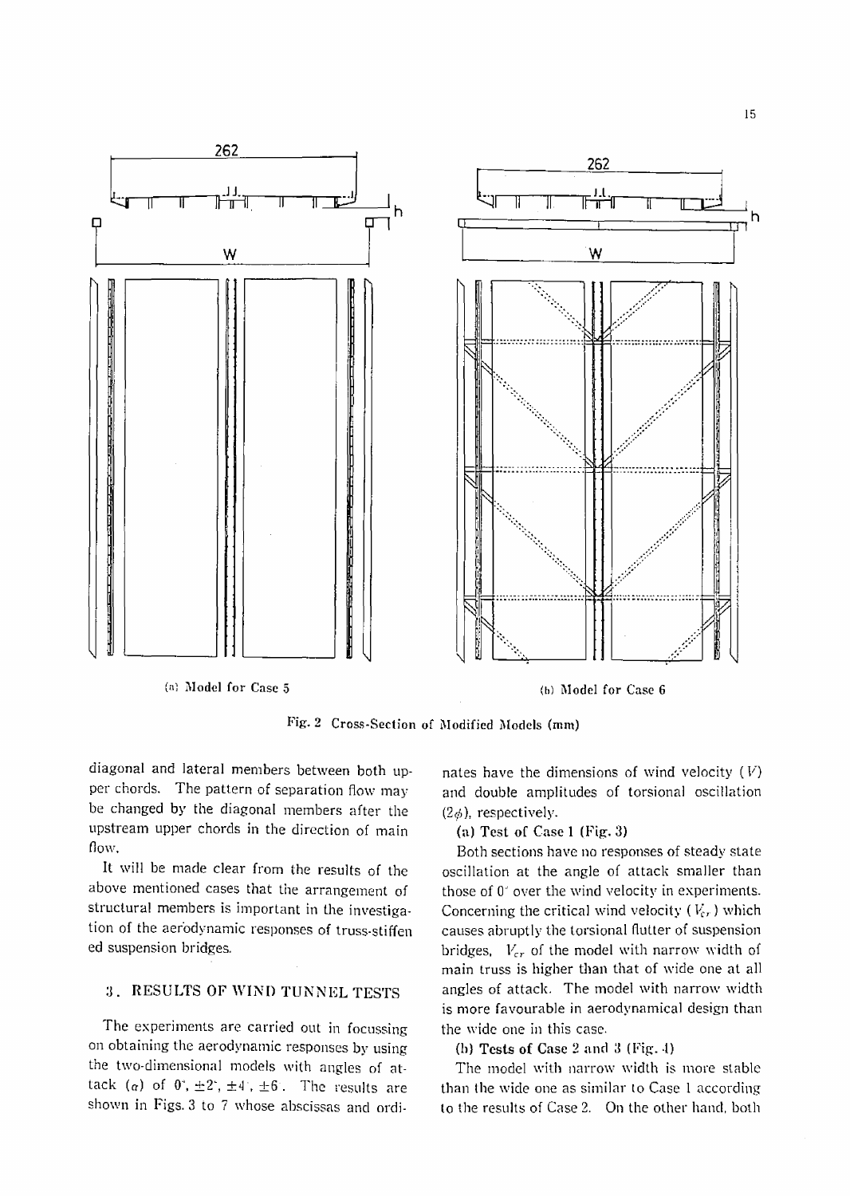(a) Model for Case 5

(b) Model for Case 6

Fig. 2 Cross-Section of Modified Models (mm)

diagonal and lateral members between both upper chords. The pattern of separation flow may be changed by the diagonal members after the upstream upper chords in the direction of main flow.

It will be made clear from the results of the above mentioned cases that the arrangement of structural members is important in the investigation of the aerodynamic responses of truss-stiffened suspension bridges.

## 3. RESULTS OF WIND TUNNEL TESTS

The experiments are carried out in focussing on obtaining the aerodynamic responses by using the two-dimensional models with angles of attack ($\alpha$) of 0°, ±2°, ±4°, ±6°. The results are shown in Figs. 3 to 7 whose abscissas and ordinates have the dimensions of wind velocity ($V$) and double amplitudes of torsional oscillation ($2\phi$), respectively.

**(a) Test of Case 1 (Fig. 3)**

Both sections have no responses of steady state oscillation at the angle of attack smaller than those of 0° over the wind velocity in experiments. Concerning the critical wind velocity ($V_{cr}$) which causes abruptly the torsional flutter of suspension bridges, $V_{cr}$ of the model with narrow width of main truss is higher than that of wide one at all angles of attack. The model with narrow width is more favourable in aerodynamical design than the wide one in this case.

**(b) Tests of Case 2 and 3 (Fig. 4)**

The model with narrow width is more stable than the wide one as similar to Case 1 according to the results of Case 2. On the other hand, both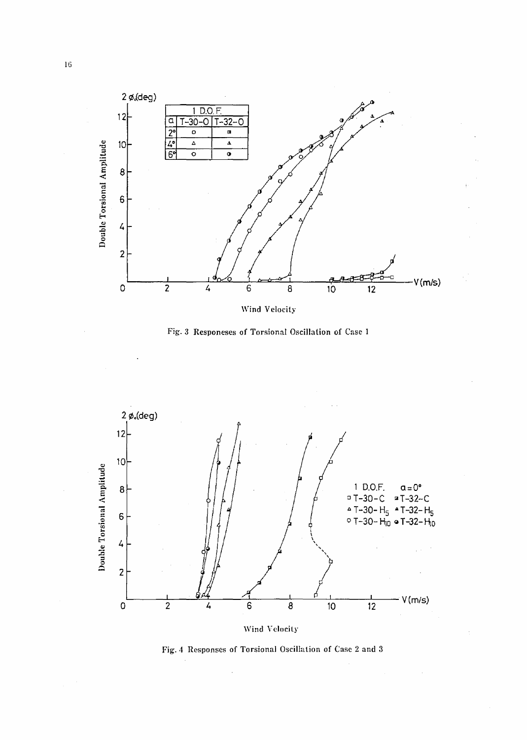Fig. 3 Responeses of Torsional Oscillation of Case 1

Fig. 4 Responses of Torsional Oscillation of Case 2 and 3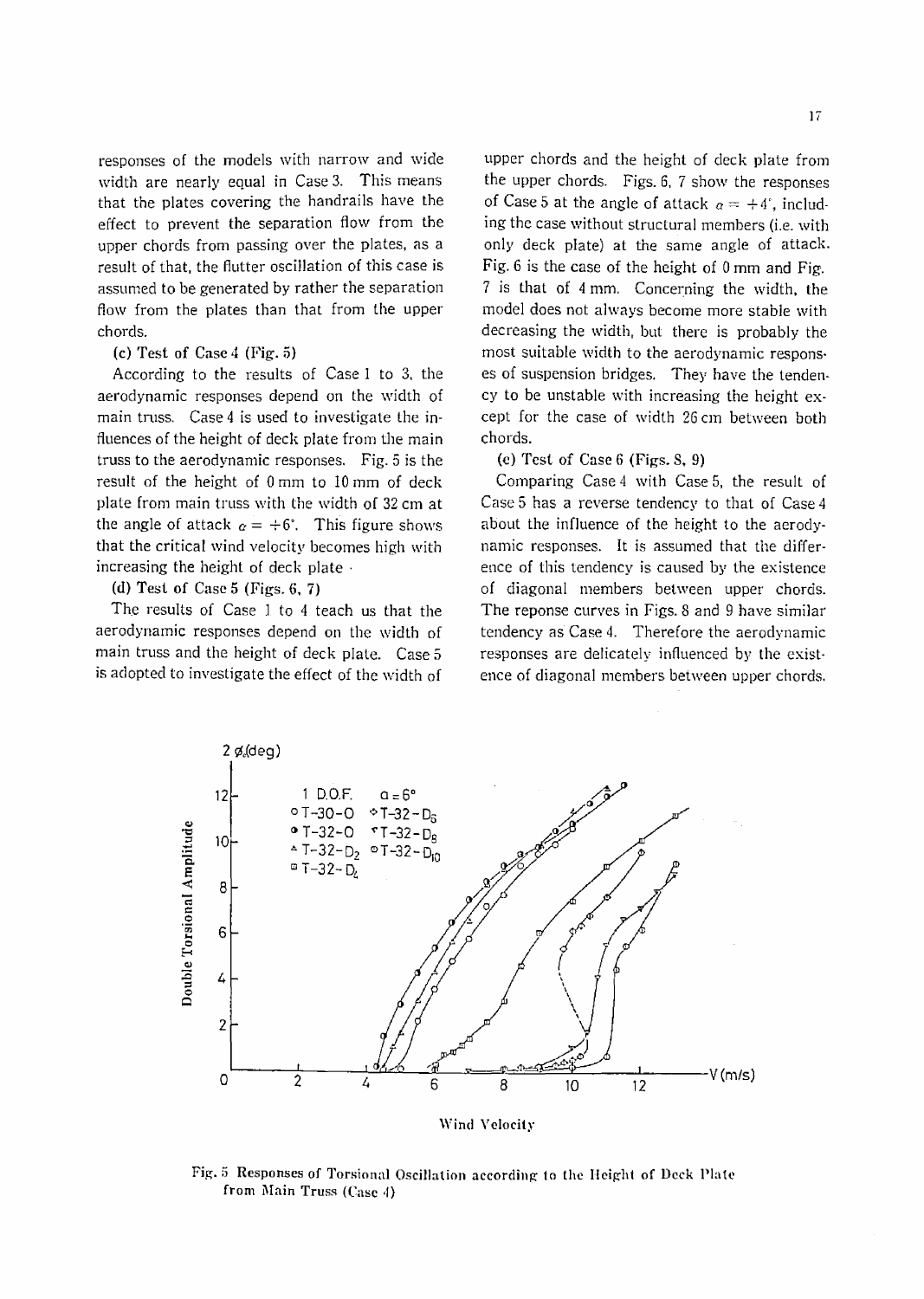responses of the models with narrow and wide width are nearly equal in Case 3. This means that the plates covering the handrails have the effect to prevent the separation flow from the upper chords from passing over the plates, as a result of that, the flutter oscillation of this case is assumed to be generated by rather the separation flow from the plates than that from the upper chords.

(c) Test of Case 4 (Fig. 5)

According to the results of Case 1 to 3, the aerodynamic responses depend on the width of main truss. Case 4 is used to investigate the influences of the height of deck plate from the main truss to the aerodynamic responses. Fig. 5 is the result of the height of 0 mm to 10 mm of deck plate from main truss with the width of 32 cm at the angle of attack $\alpha = +6°$. This figure shows that the critical wind velocity becomes high with increasing the height of deck plate.

(d) Test of Case 5 (Figs. 6, 7)

The results of Case 1 to 4 teach us that the aerodynamic responses depend on the width of main truss and the height of deck plate. Case 5 is adopted to investigate the effect of the width of upper chords and the height of deck plate from the upper chords. Figs. 6, 7 show the responses of Case 5 at the angle of attack $\alpha = +4°$, including the case without structural members (i.e. with only deck plate) at the same angle of attack. Fig. 6 is the case of the height of 0 mm and Fig. 7 is that of 4 mm. Concerning the width, the model does not always become more stable with decreasing the width, but there is probably the most suitable width to the aerodynamic responses of suspension bridges. They have the tendency to be unstable with increasing the height except for the case of width 26 cm between both chords.

(e) Test of Case 6 (Figs. 8, 9)

Comparing Case 4 with Case 5, the result of Case 5 has a reverse tendency to that of Case 4 about the influence of the height to the aerodynamic responses. It is assumed that the difference of this tendency is caused by the existence of diagonal members between upper chords. The reponse curves in Figs. 8 and 9 have similar tendency as Case 4. Therefore the aerodynamic responses are delicately influenced by the existence of diagonal members between upper chords.

Fig. 5 Responses of Torsional Oscillation according to the Height of Deck Plate from Main Truss (Case 4)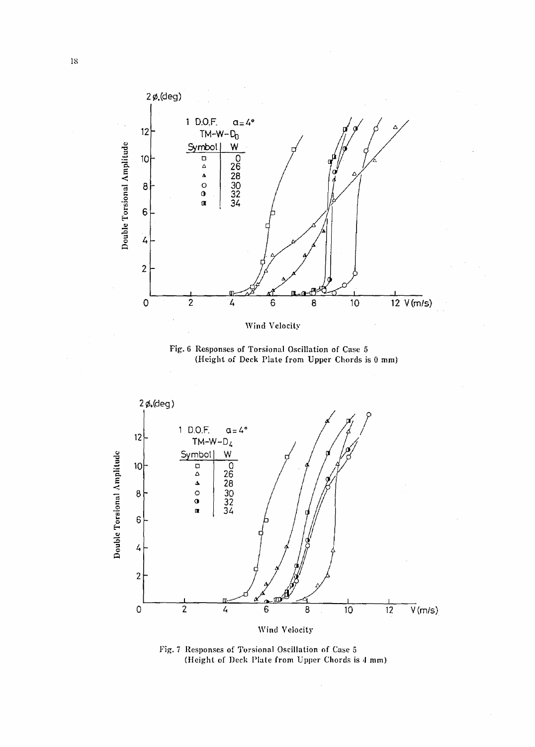Fig. 6 Responses of Torsional Oscillation of Case 5 (Height of Deck Plate from Upper Chords is 0 mm)

Fig. 7 Responses of Torsional Oscillation of Case 5 (Height of Deck Plate from Upper Chords is 4 mm)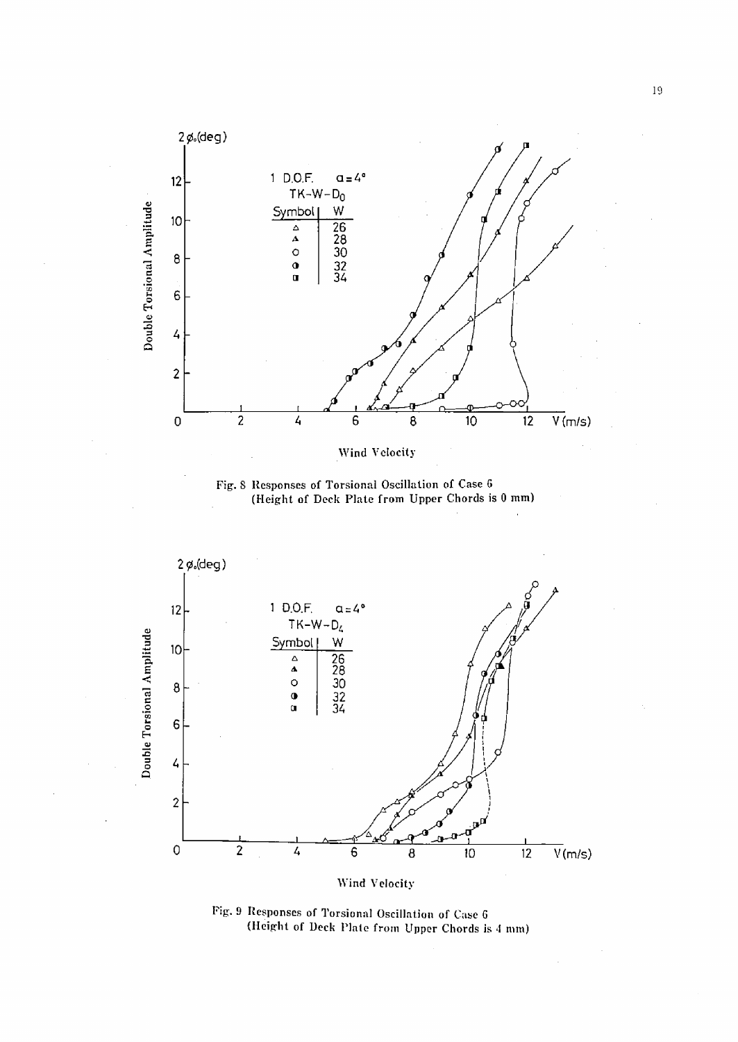Fig. 8 Responses of Torsional Oscillation of Case 6 (Height of Deck Plate from Upper Chords is 0 mm)

Fig. 9 Responses of Torsional Oscillation of Case 6 (Height of Deck Plate from Upper Chords is 4 mm)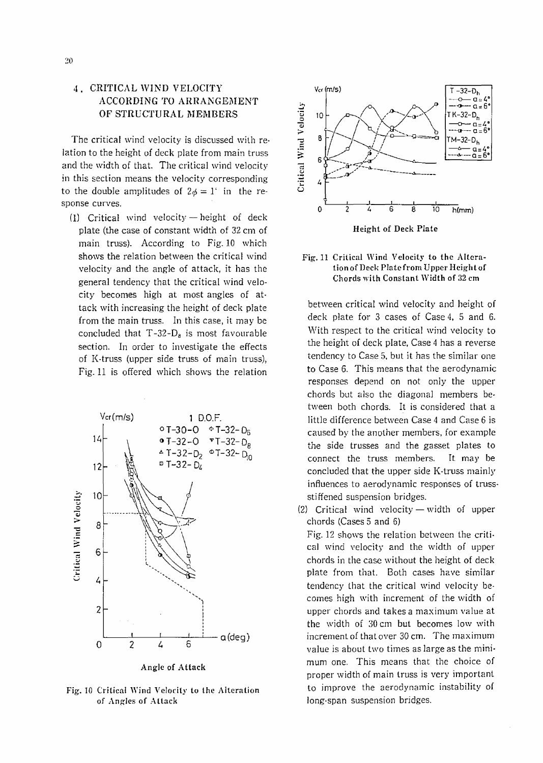## 4. CRITICAL WIND VELOCITY ACCORDING TO ARRANGEMENT OF STRUCTURAL MEMBERS

The critical wind velocity is discussed with relation to the height of deck plate from main truss and the width of that. The critical wind velocity in this section means the velocity corresponding to the double amplitudes of $2\phi = 1^{\circ}$ in the response curves.

(1) Critical wind velocity — height of deck plate (the case of constant width of 32 cm of main truss). According to Fig. 10 which shows the relation between the critical wind velocity and the angle of attack, it has the general tendency that the critical wind velocity becomes high at most angles of attack with increasing the height of deck plate from the main truss. In this case, it may be concluded that T-32-$D_8$ is most favourable section. In order to investigate the effects of K-truss (upper side truss of main truss), Fig. 11 is offered which shows the relation between critical wind velocity and height of deck plate for 3 cases of Case 4, 5 and 6. With respect to the critical wind velocity to the height of deck plate, Case 4 has a reverse tendency to Case 5, but it has the similar one to Case 6. This means that the aerodynamic responses depend on not only the upper chords but also the diagonal members between both chords. It is considered that a little difference between Case 4 and Case 6 is caused by the another members, for example the side trusses and the gasset plates to connect the truss members. It may be concluded that the upper side K-truss mainly influences to aerodynamic responses of truss-stiffened suspension bridges.

Fig. 10 Critical Wind Velocity to the Alteration of Angles of Attack

Fig. 11 Critical Wind Velocity to the Alteration of Deck Plate from Upper Height of Chords with Constant Width of 32 cm

(2) Critical wind velocity — width of upper chords (Cases 5 and 6)

Fig. 12 shows the relation between the critical wind velocity and the width of upper chords in the case without the height of deck plate from that. Both cases have similar tendency that the critical wind velocity becomes high with increment of the width of upper chords and takes a maximum value at the width of 30 cm but becomes low with increment of that over 30 cm. The maximum value is about two times as large as the minimum one. This means that the choice of proper width of main truss is very important to improve the aerodynamic instability of long-span suspension bridges.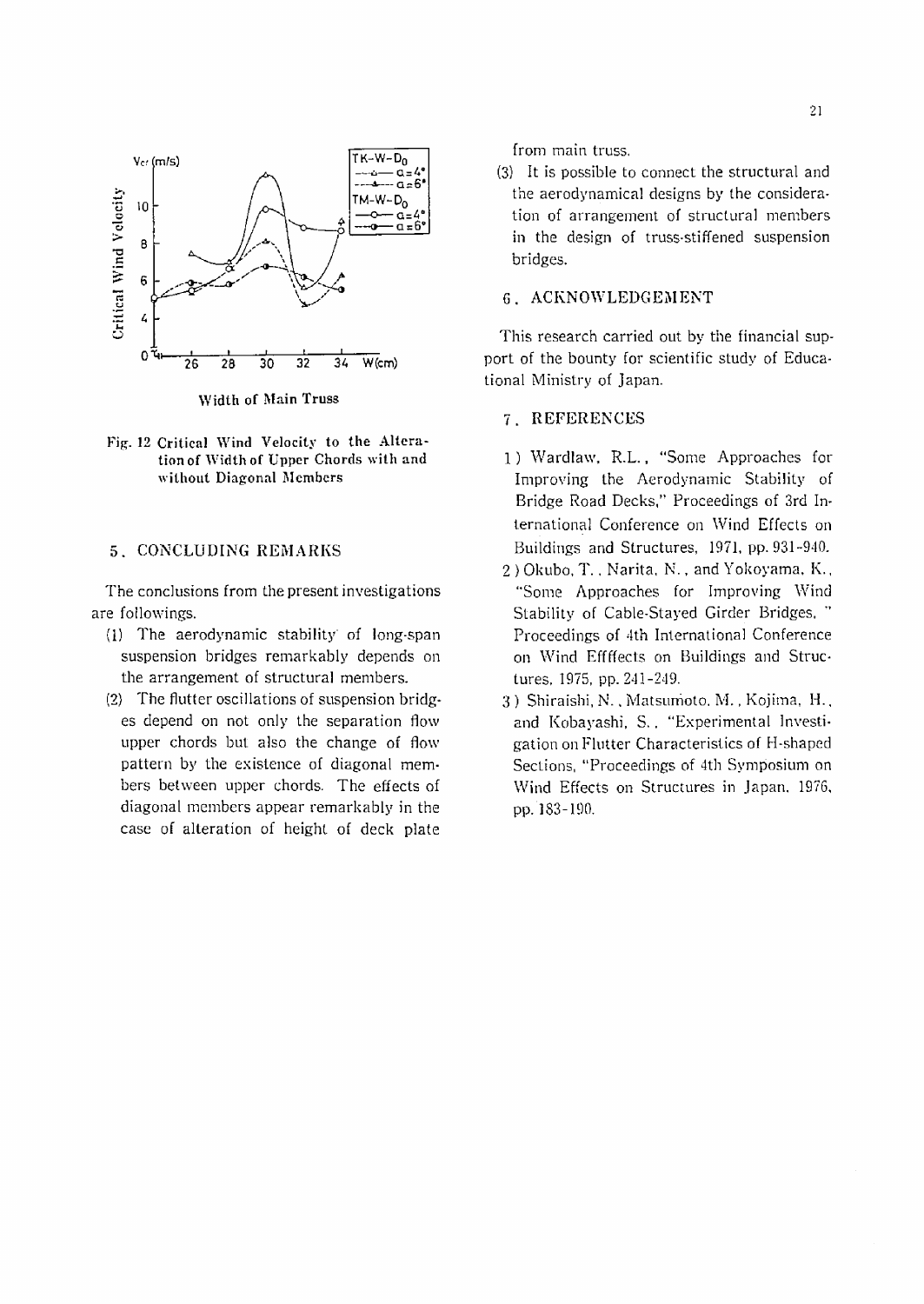$V_{cr}$ (m/s)

Critical Wind Velocity

TK-W-$D_0$

$\alpha=4°$

$\alpha=6°$

TM-W-$D_0$

$\alpha=4°$

$\alpha=6°$

0 4 6 8 10

26 28 30 32 34 W(cm)

Width of Main Truss

Fig. 12 Critical Wind Velocity to the Alteration of Width of Upper Chords with and without Diagonal Members

## 5. CONCLUDING REMARKS

The conclusions from the present investigations are followings.

(1) The aerodynamic stability of long-span suspension bridges remarkably depends on the arrangement of structural members.

(2) The flutter oscillations of suspension bridges depend on not only the separation flow upper chords but also the change of flow pattern by the existence of diagonal members between upper chords. The effects of diagonal members appear remarkably in the case of alteration of height of deck plate from main truss.

(3) It is possible to connect the structural and the aerodynamical designs by the consideration of arrangement of structural members in the design of truss-stiffened suspension bridges.

## 6. ACKNOWLEDGEMENT

This research carried out by the financial support of the bounty for scientific study of Educational Ministry of Japan.

## 7. REFERENCES

1) Wardlaw, R.L., "Some Approaches for Improving the Aerodynamic Stability of Bridge Road Decks," Proceedings of 3rd International Conference on Wind Effects on Buildings and Structures, 1971, pp. 931-940.

2) Okubo, T., Narita, N., and Yokoyama, K., "Some Approaches for Improving Wind Stability of Cable-Stayed Girder Bridges, " Proceedings of 4th International Conference on Wind Effffects on Buildings and Structures, 1975, pp. 241-249.

3) Shiraishi, N., Matsumoto, M., Kojima, H., and Kobayashi, S., "Experimental Investigation on Flutter Characteristics of H-shaped Sections, "Proceedings of 4th Symposium on Wind Effects on Structures in Japan, 1976, pp. 183-190.